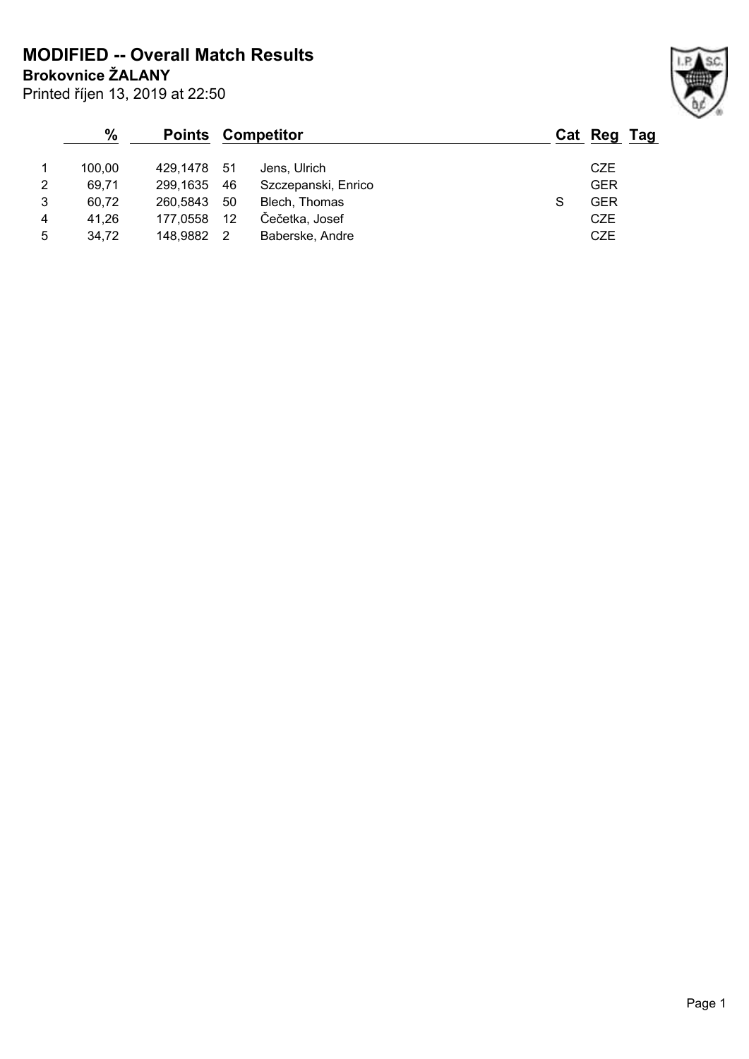# MODIFIED -- Overall Match Results

**Brokovnice ŽALANY**

Printed říjen 13, 2019 at 22:50

| | % | Points | Competitor | | Cat | Reg | Tag |
|---|---|---|---|---|---|---|---|
| 1 | 100,00 | 429,1478 | 51 | Jens, Ulrich | | CZE | |
| 2 | 69,71 | 299,1635 | 46 | Szczepanski, Enrico | | GER | |
| 3 | 60,72 | 260,5843 | 50 | Blech, Thomas | S | GER | |
| 4 | 41,26 | 177,0558 | 12 | Čečetka, Josef | | CZE | |
| 5 | 34,72 | 148,9882 | 2 | Baberske, Andre | | CZE | |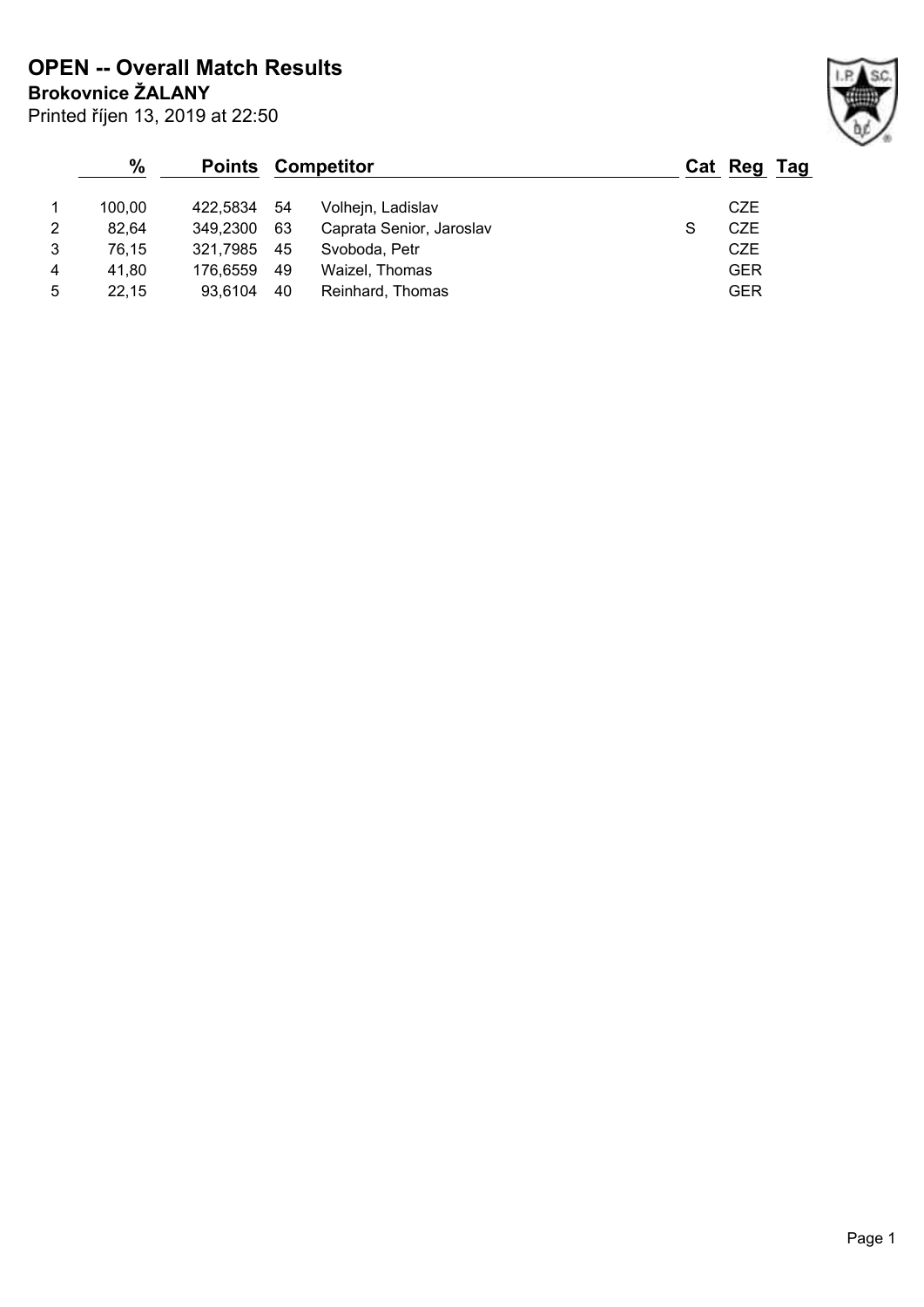# OPEN -- Overall Match Results

**Brokovnice ŽALANY**

Printed říjen 13, 2019 at 22:50

| | % | Points | Competitor | | Cat | Reg | Tag |
|---|---|---|---|---|---|---|---|
| 1 | 100,00 | 422,5834 | 54 | Volhejn, Ladislav | | CZE | |
| 2 | 82,64 | 349,2300 | 63 | Caprata Senior, Jaroslav | S | CZE | |
| 3 | 76,15 | 321,7985 | 45 | Svoboda, Petr | | CZE | |
| 4 | 41,80 | 176,6559 | 49 | Waizel, Thomas | | GER | |
| 5 | 22,15 | 93,6104 | 40 | Reinhard, Thomas | | GER | |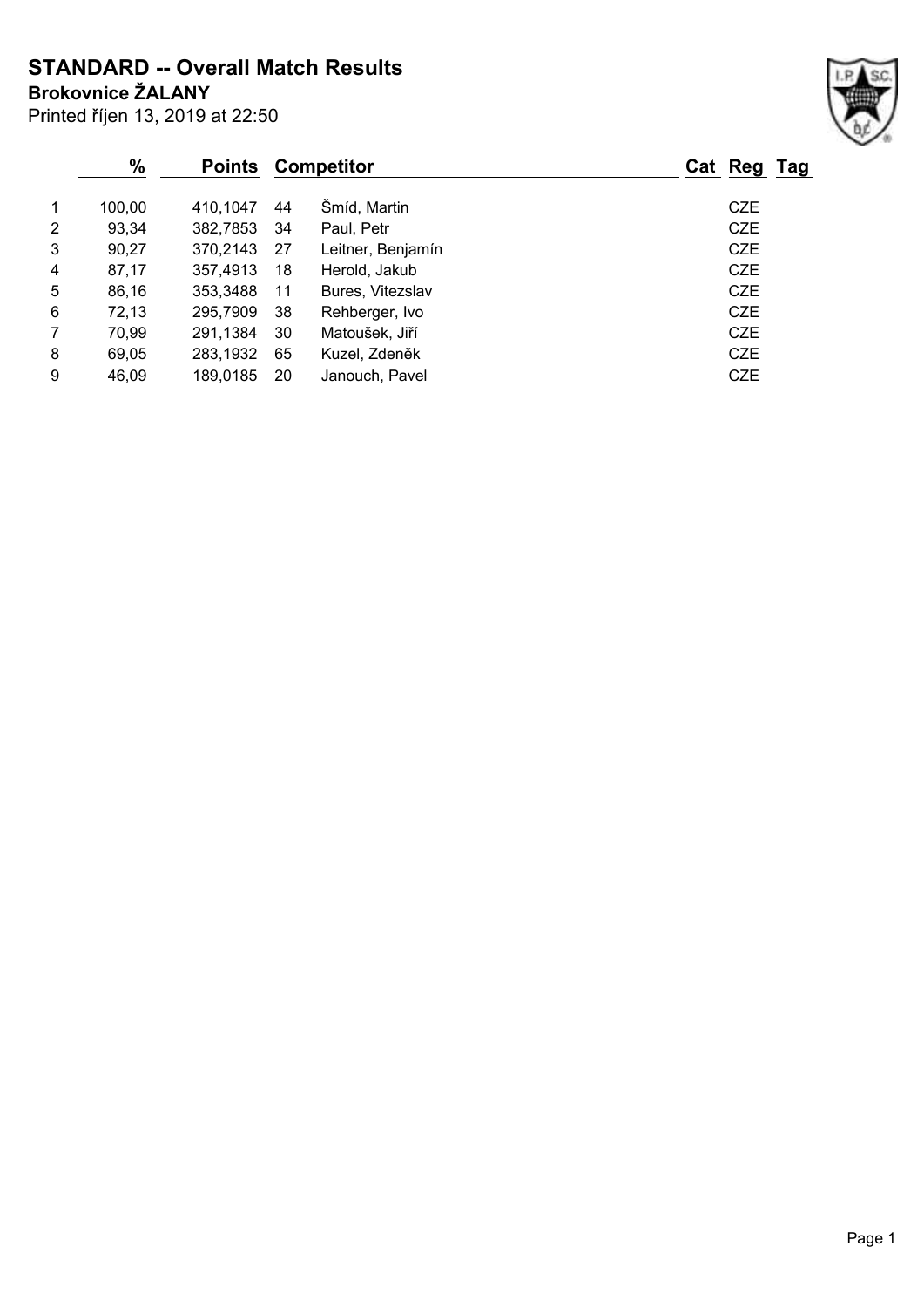# STANDARD -- Overall Match Results

**Brokovnice ŽALANY**

Printed říjen 13, 2019 at 22:50

| | % | Points | | Competitor | Cat | Reg | Tag |
|---|---|---|---|---|---|---|---|
| 1 | 100,00 | 410,1047 | 44 | Šmíd, Martin | | CZE | |
| 2 | 93,34 | 382,7853 | 34 | Paul, Petr | | CZE | |
| 3 | 90,27 | 370,2143 | 27 | Leitner, Benjamín | | CZE | |
| 4 | 87,17 | 357,4913 | 18 | Herold, Jakub | | CZE | |
| 5 | 86,16 | 353,3488 | 11 | Bures, Vitezslav | | CZE | |
| 6 | 72,13 | 295,7909 | 38 | Rehberger, Ivo | | CZE | |
| 7 | 70,99 | 291,1384 | 30 | Matoušek, Jiří | | CZE | |
| 8 | 69,05 | 283,1932 | 65 | Kuzel, Zdeněk | | CZE | |
| 9 | 46,09 | 189,0185 | 20 | Janouch, Pavel | | CZE | |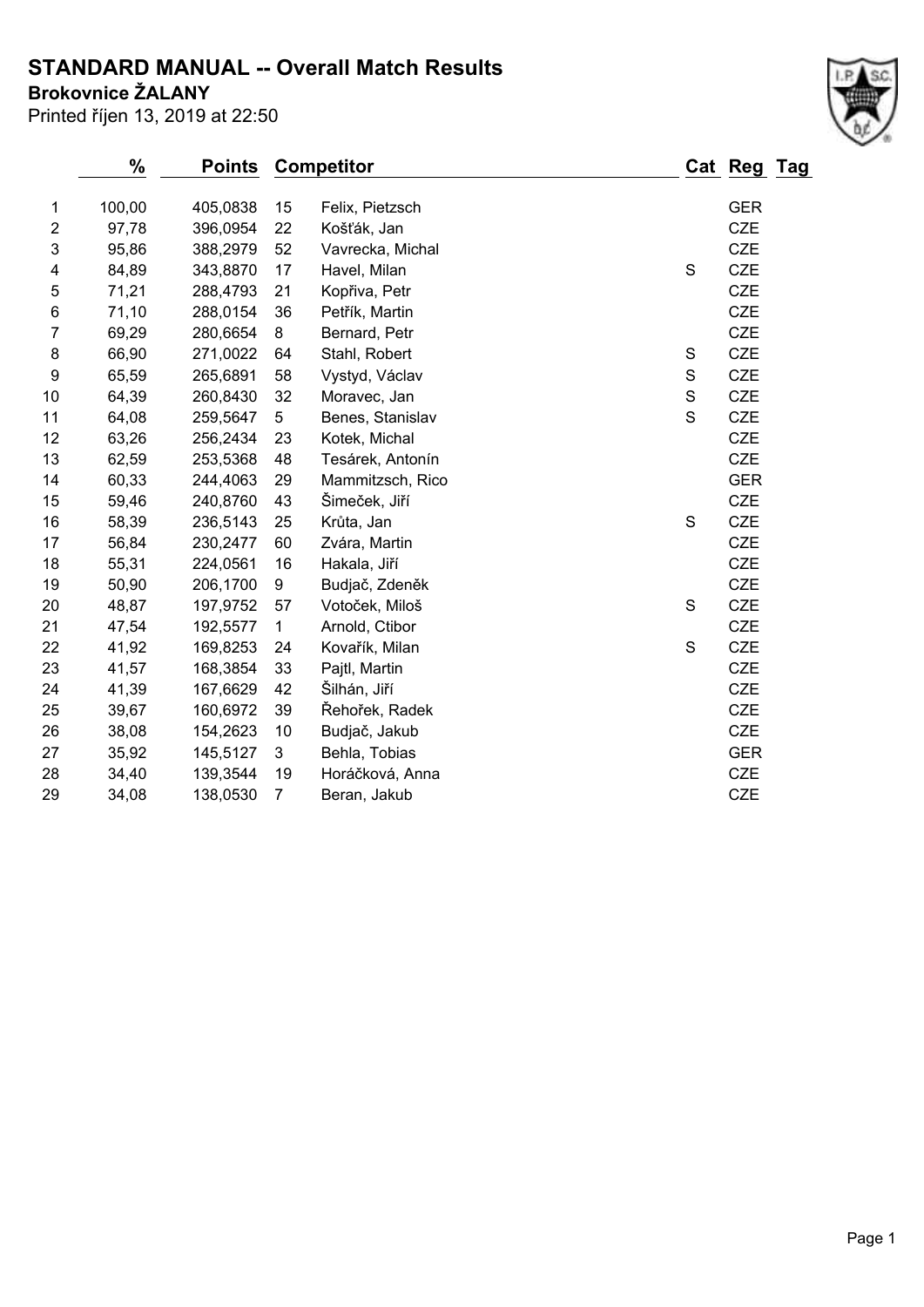# STANDARD MANUAL -- Overall Match Results

**Brokovnice ŽALANY**

Printed říjen 13, 2019 at 22:50

| | % | Points | Competitor | | Cat | Reg | Tag |
|---|---|---|---|---|---|---|---|
| 1 | 100,00 | 405,0838 | 15 | Felix, Pietzsch | | GER | |
| 2 | 97,78 | 396,0954 | 22 | Košťák, Jan | | CZE | |
| 3 | 95,86 | 388,2979 | 52 | Vavrecka, Michal | | CZE | |
| 4 | 84,89 | 343,8870 | 17 | Havel, Milan | S | CZE | |
| 5 | 71,21 | 288,4793 | 21 | Kopřiva, Petr | | CZE | |
| 6 | 71,10 | 288,0154 | 36 | Petřík, Martin | | CZE | |
| 7 | 69,29 | 280,6654 | 8 | Bernard, Petr | | CZE | |
| 8 | 66,90 | 271,0022 | 64 | Stahl, Robert | S | CZE | |
| 9 | 65,59 | 265,6891 | 58 | Vystyd, Václav | S | CZE | |
| 10 | 64,39 | 260,8430 | 32 | Moravec, Jan | S | CZE | |
| 11 | 64,08 | 259,5647 | 5 | Benes, Stanislav | S | CZE | |
| 12 | 63,26 | 256,2434 | 23 | Kotek, Michal | | CZE | |
| 13 | 62,59 | 253,5368 | 48 | Tesárek, Antonín | | CZE | |
| 14 | 60,33 | 244,4063 | 29 | Mammitzsch, Rico | | GER | |
| 15 | 59,46 | 240,8760 | 43 | Šimeček, Jiří | | CZE | |
| 16 | 58,39 | 236,5143 | 25 | Krůta, Jan | S | CZE | |
| 17 | 56,84 | 230,2477 | 60 | Zvára, Martin | | CZE | |
| 18 | 55,31 | 224,0561 | 16 | Hakala, Jiří | | CZE | |
| 19 | 50,90 | 206,1700 | 9 | Budjač, Zdeněk | | CZE | |
| 20 | 48,87 | 197,9752 | 57 | Votoček, Miloš | S | CZE | |
| 21 | 47,54 | 192,5577 | 1 | Arnold, Ctibor | | CZE | |
| 22 | 41,92 | 169,8253 | 24 | Kovařík, Milan | S | CZE | |
| 23 | 41,57 | 168,3854 | 33 | Pajtl, Martin | | CZE | |
| 24 | 41,39 | 167,6629 | 42 | Šilhán, Jiří | | CZE | |
| 25 | 39,67 | 160,6972 | 39 | Řehořek, Radek | | CZE | |
| 26 | 38,08 | 154,2623 | 10 | Budjač, Jakub | | CZE | |
| 27 | 35,92 | 145,5127 | 3 | Behla, Tobias | | GER | |
| 28 | 34,40 | 139,3544 | 19 | Horáčková, Anna | | CZE | |
| 29 | 34,08 | 138,0530 | 7 | Beran, Jakub | | CZE | |